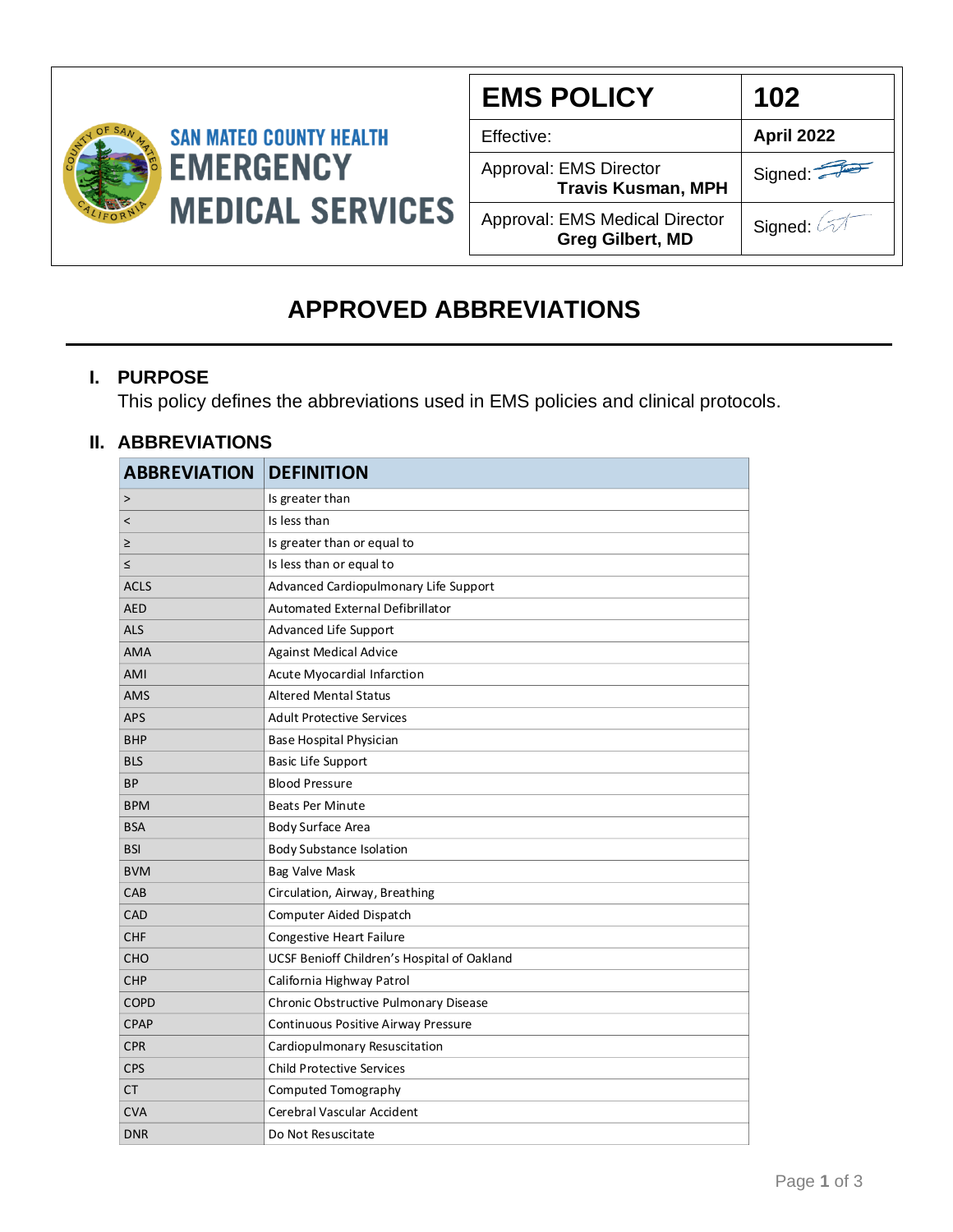SAN MATEO COUNTY HEALTH
**EMERGENCY MEDICAL SERVICES**

| EMS POLICY | 102 |
|---|---|
| Effective: | **April 2022** |
| Approval: EMS Director **Travis Kusman, MPH** | Signed: |
| Approval: EMS Medical Director **Greg Gilbert, MD** | Signed: |

# APPROVED ABBREVIATIONS

## I. PURPOSE

This policy defines the abbreviations used in EMS policies and clinical protocols.

## II. ABBREVIATIONS

| ABBREVIATION | DEFINITION |
|---|---|
| > | Is greater than |
| < | Is less than |
| ≥ | Is greater than or equal to |
| ≤ | Is less than or equal to |
| ACLS | Advanced Cardiopulmonary Life Support |
| AED | Automated External Defibrillator |
| ALS | Advanced Life Support |
| AMA | Against Medical Advice |
| AMI | Acute Myocardial Infarction |
| AMS | Altered Mental Status |
| APS | Adult Protective Services |
| BHP | Base Hospital Physician |
| BLS | Basic Life Support |
| BP | Blood Pressure |
| BPM | Beats Per Minute |
| BSA | Body Surface Area |
| BSI | Body Substance Isolation |
| BVM | Bag Valve Mask |
| CAB | Circulation, Airway, Breathing |
| CAD | Computer Aided Dispatch |
| CHF | Congestive Heart Failure |
| CHO | UCSF Benioff Children's Hospital of Oakland |
| CHP | California Highway Patrol |
| COPD | Chronic Obstructive Pulmonary Disease |
| CPAP | Continuous Positive Airway Pressure |
| CPR | Cardiopulmonary Resuscitation |
| CPS | Child Protective Services |
| CT | Computed Tomography |
| CVA | Cerebral Vascular Accident |
| DNR | Do Not Resuscitate |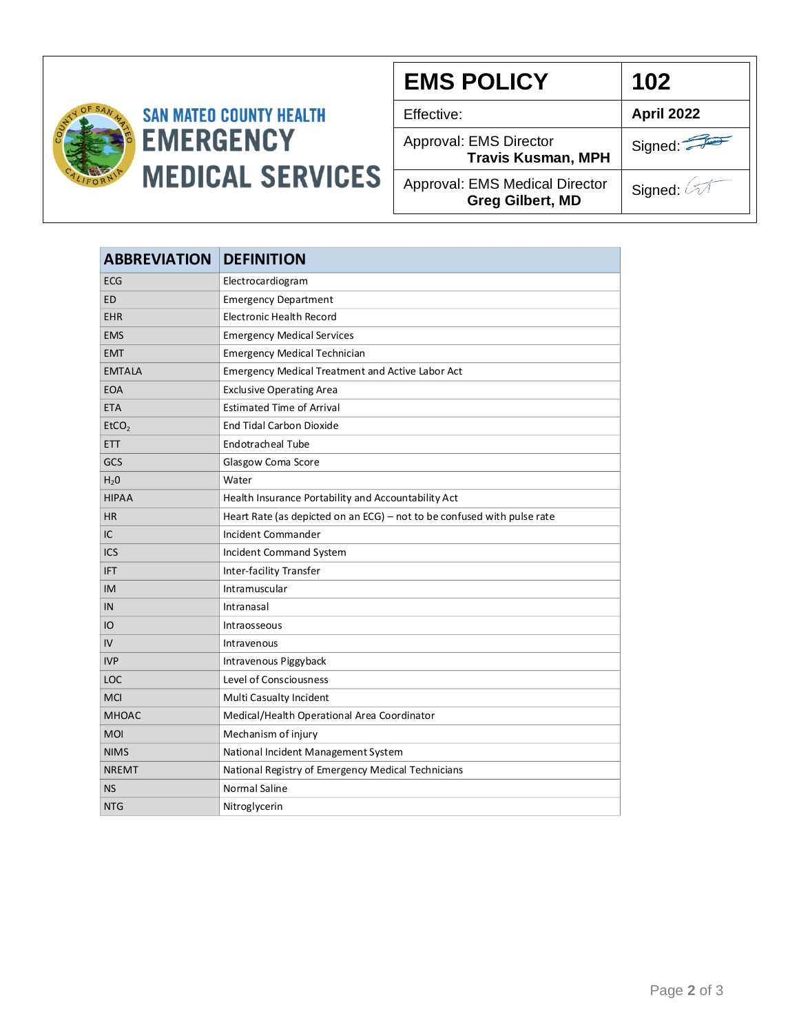| SAN MATEO COUNTY HEALTH EMERGENCY MEDICAL SERVICES | EMS POLICY | 102 |
|---|---|---|
| | Effective: | April 2022 |
| | Approval: EMS Director **Travis Kusman, MPH** | Signed: |
| | Approval: EMS Medical Director **Greg Gilbert, MD** | Signed: |

| ABBREVIATION | DEFINITION |
|---|---|
| ECG | Electrocardiogram |
| ED | Emergency Department |
| EHR | Electronic Health Record |
| EMS | Emergency Medical Services |
| EMT | Emergency Medical Technician |
| EMTALA | Emergency Medical Treatment and Active Labor Act |
| EOA | Exclusive Operating Area |
| ETA | Estimated Time of Arrival |
| $EtCO_2$ | End Tidal Carbon Dioxide |
| ETT | Endotracheal Tube |
| GCS | Glasgow Coma Score |
| $H_20$ | Water |
| HIPAA | Health Insurance Portability and Accountability Act |
| HR | Heart Rate (as depicted on an ECG) – not to be confused with pulse rate |
| IC | Incident Commander |
| ICS | Incident Command System |
| IFT | Inter-facility Transfer |
| IM | Intramuscular |
| IN | Intranasal |
| IO | Intraosseous |
| IV | Intravenous |
| IVP | Intravenous Piggyback |
| LOC | Level of Consciousness |
| MCI | Multi Casualty Incident |
| MHOAC | Medical/Health Operational Area Coordinator |
| MOI | Mechanism of injury |
| NIMS | National Incident Management System |
| NREMT | National Registry of Emergency Medical Technicians |
| NS | Normal Saline |
| NTG | Nitroglycerin |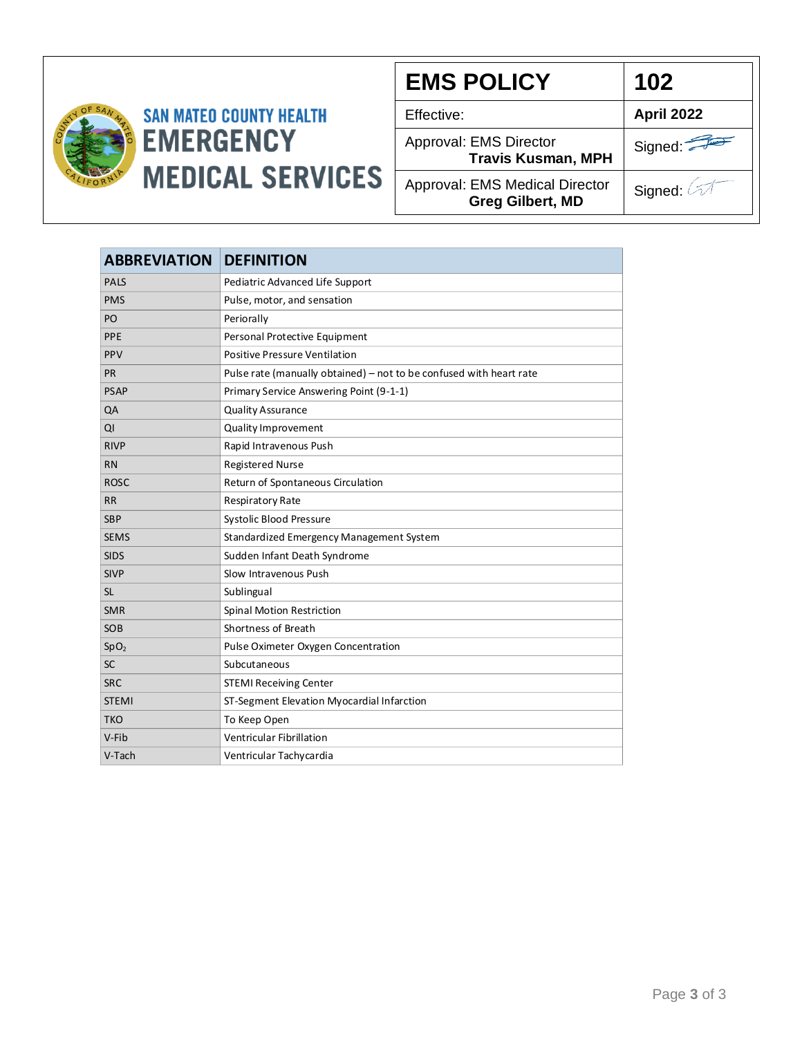| | |
|---|---|
| **EMS POLICY** | **102** |
| Effective: | **April 2022** |
| Approval: EMS Director **Travis Kusman, MPH** | Signed: |
| Approval: EMS Medical Director **Greg Gilbert, MD** | Signed: |

| ABBREVIATION | DEFINITION |
|---|---|
| PALS | Pediatric Advanced Life Support |
| PMS | Pulse, motor, and sensation |
| PO | Periorally |
| PPE | Personal Protective Equipment |
| PPV | Positive Pressure Ventilation |
| PR | Pulse rate (manually obtained) – not to be confused with heart rate |
| PSAP | Primary Service Answering Point (9-1-1) |
| QA | Quality Assurance |
| QI | Quality Improvement |
| RIVP | Rapid Intravenous Push |
| RN | Registered Nurse |
| ROSC | Return of Spontaneous Circulation |
| RR | Respiratory Rate |
| SBP | Systolic Blood Pressure |
| SEMS | Standardized Emergency Management System |
| SIDS | Sudden Infant Death Syndrome |
| SIVP | Slow Intravenous Push |
| SL | Sublingual |
| SMR | Spinal Motion Restriction |
| SOB | Shortness of Breath |
| $SpO_2$ | Pulse Oximeter Oxygen Concentration |
| SC | Subcutaneous |
| SRC | STEMI Receiving Center |
| STEMI | ST-Segment Elevation Myocardial Infarction |
| TKO | To Keep Open |
| V-Fib | Ventricular Fibrillation |
| V-Tach | Ventricular Tachycardia |